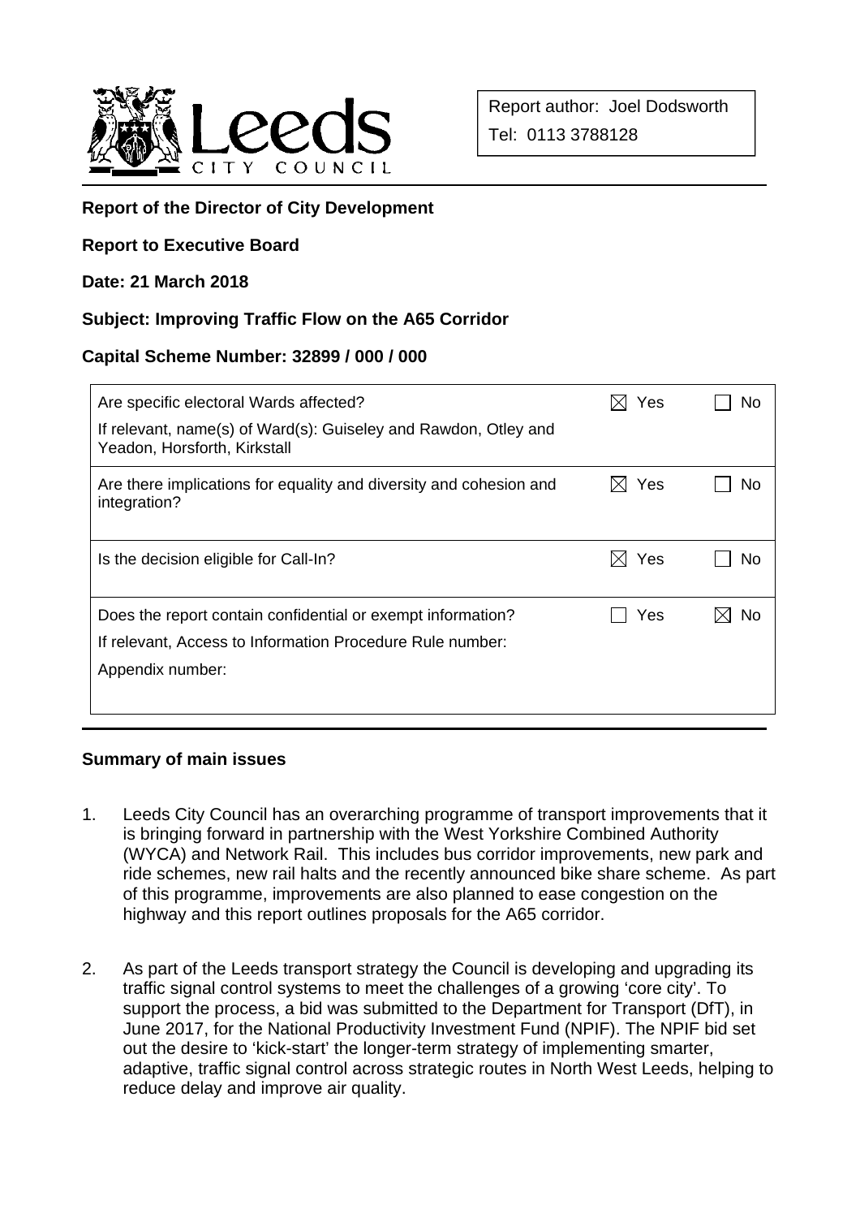Report author: Joel Dodsworth
Tel: 0113 3788128

**Report of the Director of City Development**

**Report to Executive Board**

**Date: 21 March 2018**

**Subject: Improving Traffic Flow on the A65 Corridor**

**Capital Scheme Number: 32899 / 000 / 000**

| | | |
|---|---|---|
| Are specific electoral Wards affected?<br>If relevant, name(s) of Ward(s): Guiseley and Rawdon, Otley and Yeadon, Horsforth, Kirkstall | ☒ Yes | ☐ No |
| Are there implications for equality and diversity and cohesion and integration? | ☒ Yes | ☐ No |
| Is the decision eligible for Call-In? | ☒ Yes | ☐ No |
| Does the report contain confidential or exempt information?<br>If relevant, Access to Information Procedure Rule number:<br>Appendix number: | ☐ Yes | ☒ No |

**Summary of main issues**

1. Leeds City Council has an overarching programme of transport improvements that it is bringing forward in partnership with the West Yorkshire Combined Authority (WYCA) and Network Rail. This includes bus corridor improvements, new park and ride schemes, new rail halts and the recently announced bike share scheme. As part of this programme, improvements are also planned to ease congestion on the highway and this report outlines proposals for the A65 corridor.

2. As part of the Leeds transport strategy the Council is developing and upgrading its traffic signal control systems to meet the challenges of a growing 'core city'. To support the process, a bid was submitted to the Department for Transport (DfT), in June 2017, for the National Productivity Investment Fund (NPIF). The NPIF bid set out the desire to 'kick-start' the longer-term strategy of implementing smarter, adaptive, traffic signal control across strategic routes in North West Leeds, helping to reduce delay and improve air quality.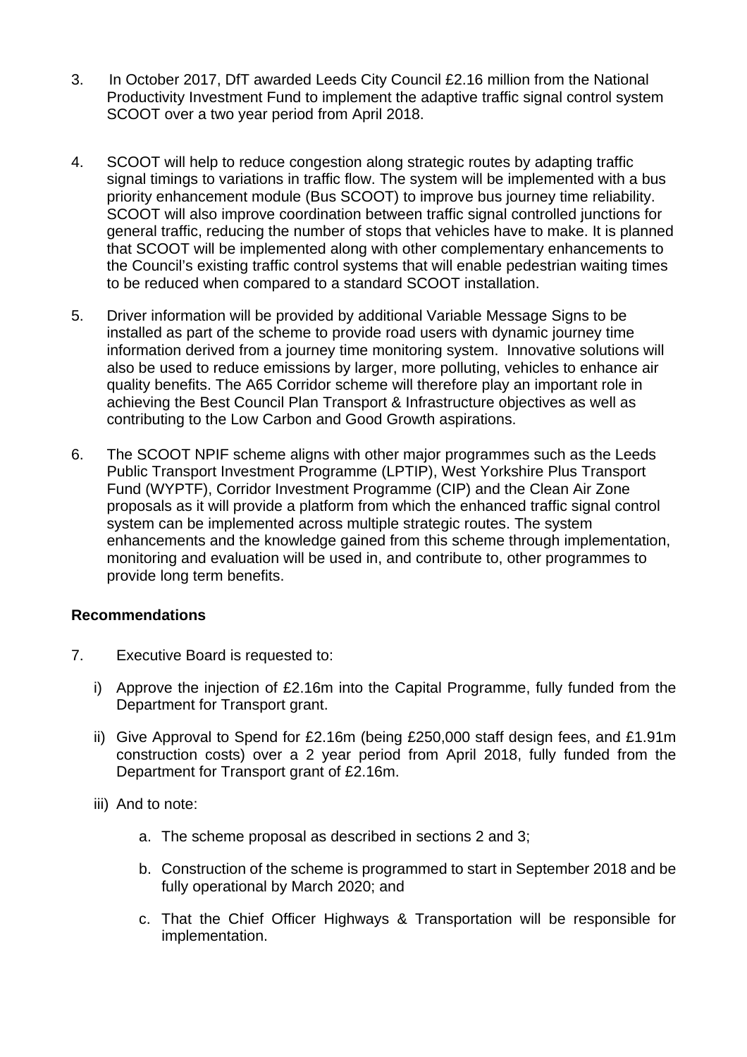3. In October 2017, DfT awarded Leeds City Council £2.16 million from the National Productivity Investment Fund to implement the adaptive traffic signal control system SCOOT over a two year period from April 2018.

4. SCOOT will help to reduce congestion along strategic routes by adapting traffic signal timings to variations in traffic flow. The system will be implemented with a bus priority enhancement module (Bus SCOOT) to improve bus journey time reliability. SCOOT will also improve coordination between traffic signal controlled junctions for general traffic, reducing the number of stops that vehicles have to make. It is planned that SCOOT will be implemented along with other complementary enhancements to the Council's existing traffic control systems that will enable pedestrian waiting times to be reduced when compared to a standard SCOOT installation.

5. Driver information will be provided by additional Variable Message Signs to be installed as part of the scheme to provide road users with dynamic journey time information derived from a journey time monitoring system. Innovative solutions will also be used to reduce emissions by larger, more polluting, vehicles to enhance air quality benefits. The A65 Corridor scheme will therefore play an important role in achieving the Best Council Plan Transport & Infrastructure objectives as well as contributing to the Low Carbon and Good Growth aspirations.

6. The SCOOT NPIF scheme aligns with other major programmes such as the Leeds Public Transport Investment Programme (LPTIP), West Yorkshire Plus Transport Fund (WYPTF), Corridor Investment Programme (CIP) and the Clean Air Zone proposals as it will provide a platform from which the enhanced traffic signal control system can be implemented across multiple strategic routes. The system enhancements and the knowledge gained from this scheme through implementation, monitoring and evaluation will be used in, and contribute to, other programmes to provide long term benefits.

## Recommendations

7. Executive Board is requested to:

   i) Approve the injection of £2.16m into the Capital Programme, fully funded from the Department for Transport grant.

   ii) Give Approval to Spend for £2.16m (being £250,000 staff design fees, and £1.91m construction costs) over a 2 year period from April 2018, fully funded from the Department for Transport grant of £2.16m.

   iii) And to note:

      a. The scheme proposal as described in sections 2 and 3;

      b. Construction of the scheme is programmed to start in September 2018 and be fully operational by March 2020; and

      c. That the Chief Officer Highways & Transportation will be responsible for implementation.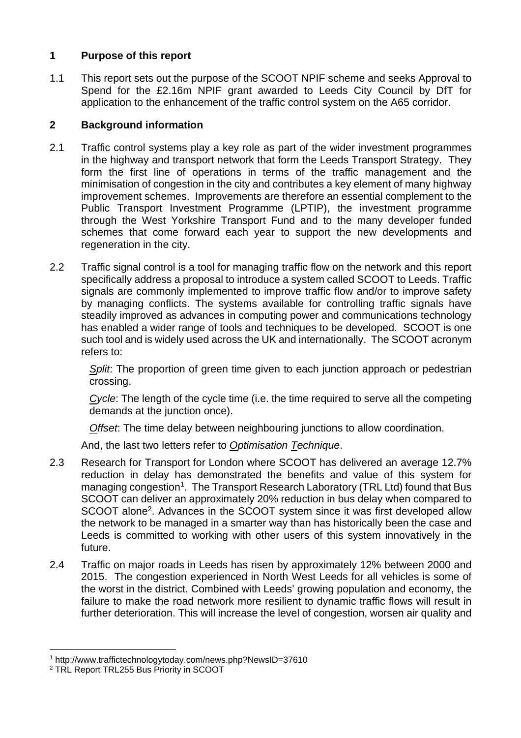## 1 Purpose of this report

1.1 This report sets out the purpose of the SCOOT NPIF scheme and seeks Approval to Spend for the £2.16m NPIF grant awarded to Leeds City Council by DfT for application to the enhancement of the traffic control system on the A65 corridor.

## 2 Background information

2.1 Traffic control systems play a key role as part of the wider investment programmes in the highway and transport network that form the Leeds Transport Strategy. They form the first line of operations in terms of the traffic management and the minimisation of congestion in the city and contributes a key element of many highway improvement schemes. Improvements are therefore an essential complement to the Public Transport Investment Programme (LPTIP), the investment programme through the West Yorkshire Transport Fund and to the many developer funded schemes that come forward each year to support the new developments and regeneration in the city.

2.2 Traffic signal control is a tool for managing traffic flow on the network and this report specifically address a proposal to introduce a system called SCOOT to Leeds. Traffic signals are commonly implemented to improve traffic flow and/or to improve safety by managing conflicts. The systems available for controlling traffic signals have steadily improved as advances in computing power and communications technology has enabled a wider range of tools and techniques to be developed. SCOOT is one such tool and is widely used across the UK and internationally. The SCOOT acronym refers to:

*Split*: The proportion of green time given to each junction approach or pedestrian crossing.

*Cycle*: The length of the cycle time (i.e. the time required to serve all the competing demands at the junction once).

*Offset*: The time delay between neighbouring junctions to allow coordination.

And, the last two letters refer to *Optimisation Technique*.

2.3 Research for Transport for London where SCOOT has delivered an average 12.7% reduction in delay has demonstrated the benefits and value of this system for managing congestion[1]. The Transport Research Laboratory (TRL Ltd) found that Bus SCOOT can deliver an approximately 20% reduction in bus delay when compared to SCOOT alone[2]. Advances in the SCOOT system since it was first developed allow the network to be managed in a smarter way than has historically been the case and Leeds is committed to working with other users of this system innovatively in the future.

2.4 Traffic on major roads in Leeds has risen by approximately 12% between 2000 and 2015. The congestion experienced in North West Leeds for all vehicles is some of the worst in the district. Combined with Leeds' growing population and economy, the failure to make the road network more resilient to dynamic traffic flows will result in further deterioration. This will increase the level of congestion, worsen air quality and

---

[1] http://www.traffictechnologytoday.com/news.php?NewsID=37610

[2] TRL Report TRL255 Bus Priority in SCOOT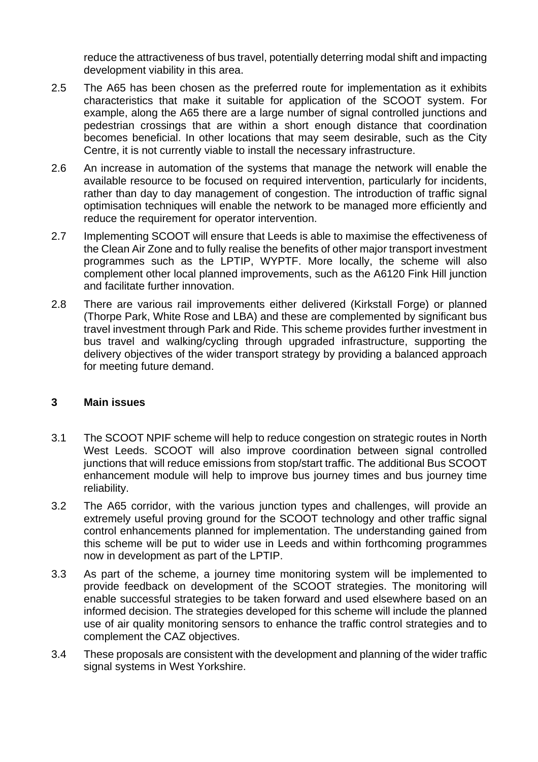reduce the attractiveness of bus travel, potentially deterring modal shift and impacting development viability in this area.

2.5 The A65 has been chosen as the preferred route for implementation as it exhibits characteristics that make it suitable for application of the SCOOT system. For example, along the A65 there are a large number of signal controlled junctions and pedestrian crossings that are within a short enough distance that coordination becomes beneficial. In other locations that may seem desirable, such as the City Centre, it is not currently viable to install the necessary infrastructure.

2.6 An increase in automation of the systems that manage the network will enable the available resource to be focused on required intervention, particularly for incidents, rather than day to day management of congestion. The introduction of traffic signal optimisation techniques will enable the network to be managed more efficiently and reduce the requirement for operator intervention.

2.7 Implementing SCOOT will ensure that Leeds is able to maximise the effectiveness of the Clean Air Zone and to fully realise the benefits of other major transport investment programmes such as the LPTIP, WYPTF. More locally, the scheme will also complement other local planned improvements, such as the A6120 Fink Hill junction and facilitate further innovation.

2.8 There are various rail improvements either delivered (Kirkstall Forge) or planned (Thorpe Park, White Rose and LBA) and these are complemented by significant bus travel investment through Park and Ride. This scheme provides further investment in bus travel and walking/cycling through upgraded infrastructure, supporting the delivery objectives of the wider transport strategy by providing a balanced approach for meeting future demand.

## 3 Main issues

3.1 The SCOOT NPIF scheme will help to reduce congestion on strategic routes in North West Leeds. SCOOT will also improve coordination between signal controlled junctions that will reduce emissions from stop/start traffic. The additional Bus SCOOT enhancement module will help to improve bus journey times and bus journey time reliability.

3.2 The A65 corridor, with the various junction types and challenges, will provide an extremely useful proving ground for the SCOOT technology and other traffic signal control enhancements planned for implementation. The understanding gained from this scheme will be put to wider use in Leeds and within forthcoming programmes now in development as part of the LPTIP.

3.3 As part of the scheme, a journey time monitoring system will be implemented to provide feedback on development of the SCOOT strategies. The monitoring will enable successful strategies to be taken forward and used elsewhere based on an informed decision. The strategies developed for this scheme will include the planned use of air quality monitoring sensors to enhance the traffic control strategies and to complement the CAZ objectives.

3.4 These proposals are consistent with the development and planning of the wider traffic signal systems in West Yorkshire.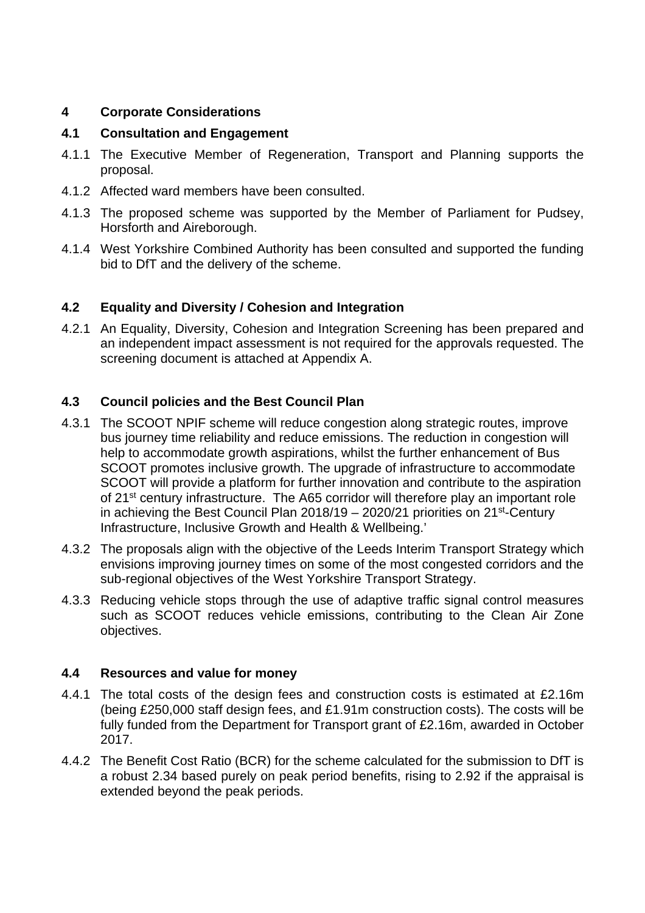## 4 Corporate Considerations

### 4.1 Consultation and Engagement

4.1.1 The Executive Member of Regeneration, Transport and Planning supports the proposal.

4.1.2 Affected ward members have been consulted.

4.1.3 The proposed scheme was supported by the Member of Parliament for Pudsey, Horsforth and Aireborough.

4.1.4 West Yorkshire Combined Authority has been consulted and supported the funding bid to DfT and the delivery of the scheme.

### 4.2 Equality and Diversity / Cohesion and Integration

4.2.1 An Equality, Diversity, Cohesion and Integration Screening has been prepared and an independent impact assessment is not required for the approvals requested. The screening document is attached at Appendix A.

### 4.3 Council policies and the Best Council Plan

4.3.1 The SCOOT NPIF scheme will reduce congestion along strategic routes, improve bus journey time reliability and reduce emissions. The reduction in congestion will help to accommodate growth aspirations, whilst the further enhancement of Bus SCOOT promotes inclusive growth. The upgrade of infrastructure to accommodate SCOOT will provide a platform for further innovation and contribute to the aspiration of 21st century infrastructure. The A65 corridor will therefore play an important role in achieving the Best Council Plan 2018/19 – 2020/21 priorities on 21st-Century Infrastructure, Inclusive Growth and Health & Wellbeing.'

4.3.2 The proposals align with the objective of the Leeds Interim Transport Strategy which envisions improving journey times on some of the most congested corridors and the sub-regional objectives of the West Yorkshire Transport Strategy.

4.3.3 Reducing vehicle stops through the use of adaptive traffic signal control measures such as SCOOT reduces vehicle emissions, contributing to the Clean Air Zone objectives.

### 4.4 Resources and value for money

4.4.1 The total costs of the design fees and construction costs is estimated at £2.16m (being £250,000 staff design fees, and £1.91m construction costs). The costs will be fully funded from the Department for Transport grant of £2.16m, awarded in October 2017.

4.4.2 The Benefit Cost Ratio (BCR) for the scheme calculated for the submission to DfT is a robust 2.34 based purely on peak period benefits, rising to 2.92 if the appraisal is extended beyond the peak periods.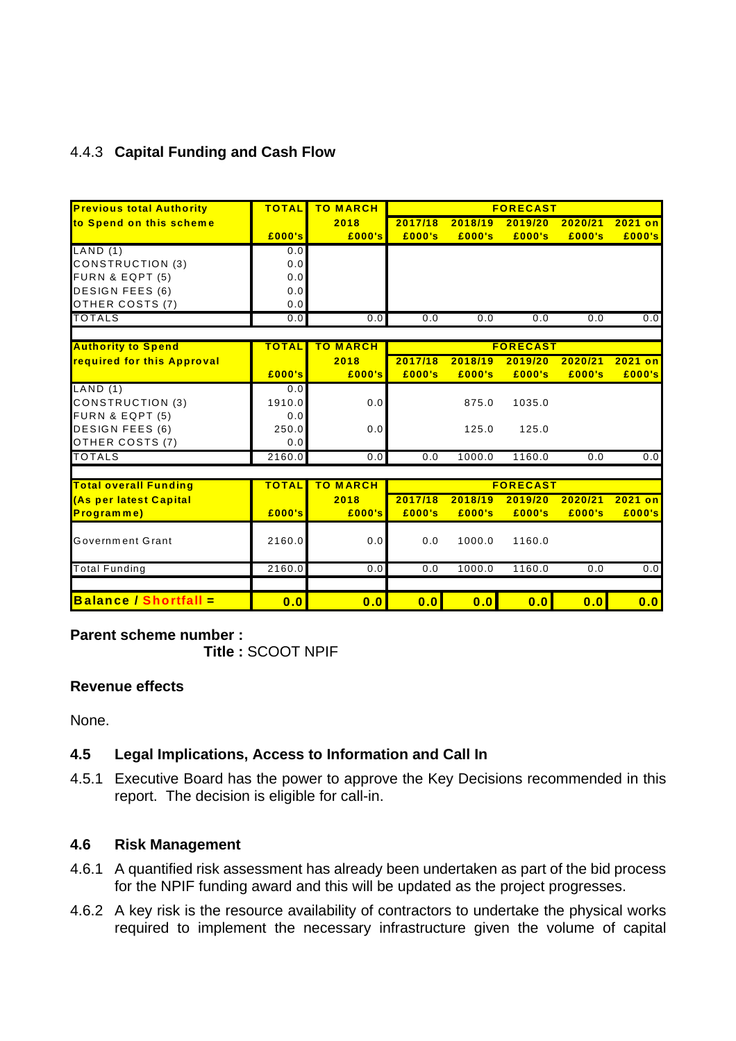4.4.3 **Capital Funding and Cash Flow**

| Previous total Authority to Spend on this scheme | TOTAL £000's | TO MARCH 2018 £000's | FORECAST 2017/18 £000's | 2018/19 £000's | 2019/20 £000's | 2020/21 £000's | 2021 on £000's |
|---|---|---|---|---|---|---|---|
| LAND (1) | 0.0 | | | | | | |
| CONSTRUCTION (3) | 0.0 | | | | | | |
| FURN & EQPT (5) | 0.0 | | | | | | |
| DESIGN FEES (6) | 0.0 | | | | | | |
| OTHER COSTS (7) | 0.0 | | | | | | |
| TOTALS | 0.0 | 0.0 | 0.0 | 0.0 | 0.0 | 0.0 | 0.0 |

| Authority to Spend required for this Approval | TOTAL £000's | TO MARCH 2018 £000's | FORECAST 2017/18 £000's | 2018/19 £000's | 2019/20 £000's | 2020/21 £000's | 2021 on £000's |
|---|---|---|---|---|---|---|---|
| LAND (1) | 0.0 | | | | | | |
| CONSTRUCTION (3) | 1910.0 | 0.0 | | 875.0 | 1035.0 | | |
| FURN & EQPT (5) | 0.0 | | | | | | |
| DESIGN FEES (6) | 250.0 | 0.0 | | 125.0 | 125.0 | | |
| OTHER COSTS (7) | 0.0 | | | | | | |
| TOTALS | 2160.0 | 0.0 | 0.0 | 1000.0 | 1160.0 | 0.0 | 0.0 |

| Total overall Funding (As per latest Capital Programme) | TOTAL £000's | TO MARCH 2018 £000's | FORECAST 2017/18 £000's | 2018/19 £000's | 2019/20 £000's | 2020/21 £000's | 2021 on £000's |
|---|---|---|---|---|---|---|---|
| Government Grant | 2160.0 | 0.0 | 0.0 | 1000.0 | 1160.0 | | |
| Total Funding | 2160.0 | 0.0 | 0.0 | 1000.0 | 1160.0 | 0.0 | 0.0 |
| **Balance / Shortfall =** | **0.0** | **0.0** | **0.0** | **0.0** | **0.0** | **0.0** | **0.0** |

**Parent scheme number :**

**Title :** SCOOT NPIF

**Revenue effects**

None.

### 4.5 Legal Implications, Access to Information and Call In

4.5.1 Executive Board has the power to approve the Key Decisions recommended in this report. The decision is eligible for call-in.

### 4.6 Risk Management

4.6.1 A quantified risk assessment has already been undertaken as part of the bid process for the NPIF funding award and this will be updated as the project progresses.

4.6.2 A key risk is the resource availability of contractors to undertake the physical works required to implement the necessary infrastructure given the volume of capital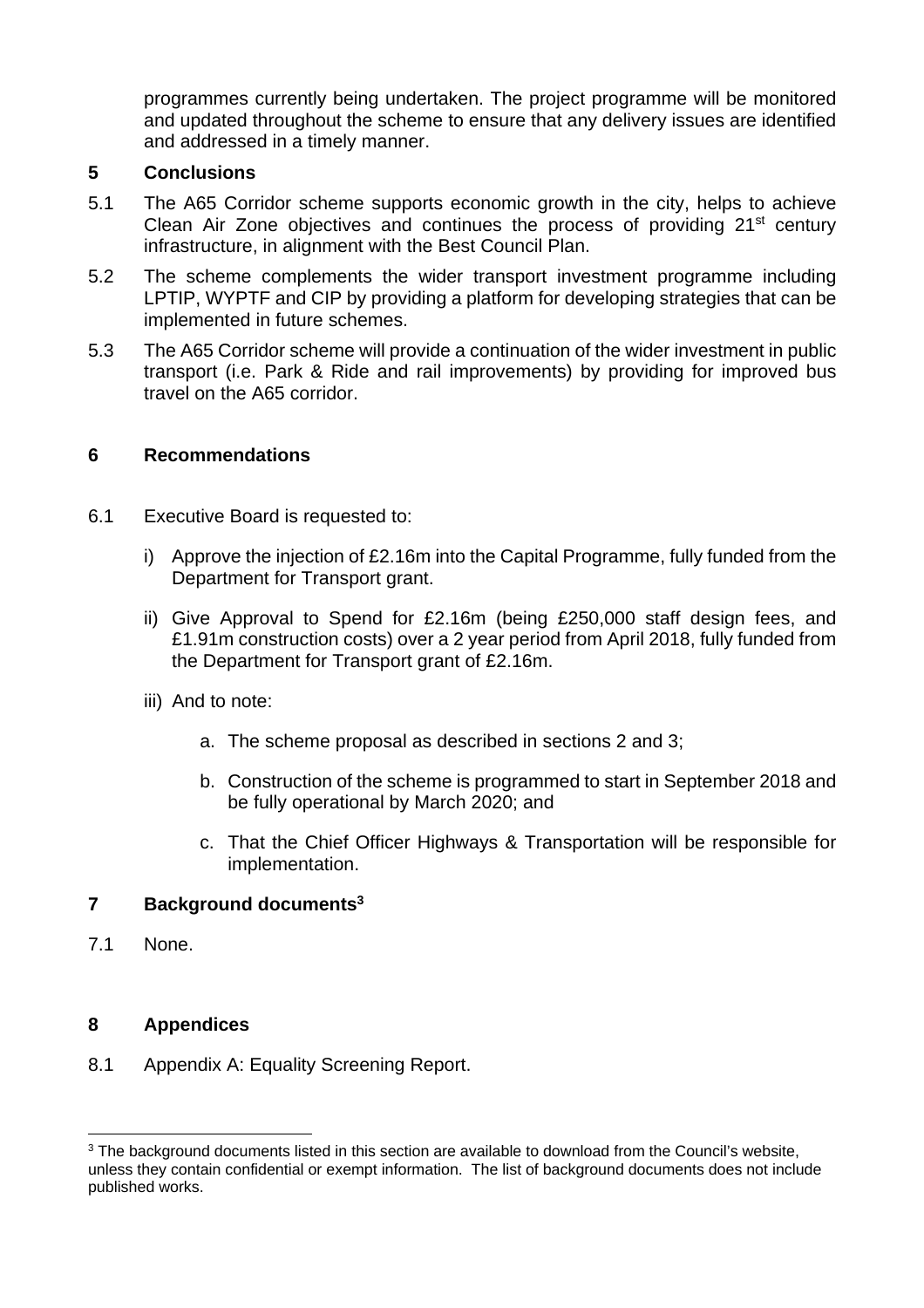programmes currently being undertaken. The project programme will be monitored and updated throughout the scheme to ensure that any delivery issues are identified and addressed in a timely manner.

## 5 Conclusions

5.1 The A65 Corridor scheme supports economic growth in the city, helps to achieve Clean Air Zone objectives and continues the process of providing 21st century infrastructure, in alignment with the Best Council Plan.

5.2 The scheme complements the wider transport investment programme including LPTIP, WYPTF and CIP by providing a platform for developing strategies that can be implemented in future schemes.

5.3 The A65 Corridor scheme will provide a continuation of the wider investment in public transport (i.e. Park & Ride and rail improvements) by providing for improved bus travel on the A65 corridor.

## 6 Recommendations

6.1 Executive Board is requested to:

i) Approve the injection of £2.16m into the Capital Programme, fully funded from the Department for Transport grant.

ii) Give Approval to Spend for £2.16m (being £250,000 staff design fees, and £1.91m construction costs) over a 2 year period from April 2018, fully funded from the Department for Transport grant of £2.16m.

iii) And to note:

a. The scheme proposal as described in sections 2 and 3;

b. Construction of the scheme is programmed to start in September 2018 and be fully operational by March 2020; and

c. That the Chief Officer Highways & Transportation will be responsible for implementation.

## 7 Background documents[3]

7.1 None.

## 8 Appendices

8.1 Appendix A: Equality Screening Report.

[3] The background documents listed in this section are available to download from the Council's website, unless they contain confidential or exempt information. The list of background documents does not include published works.